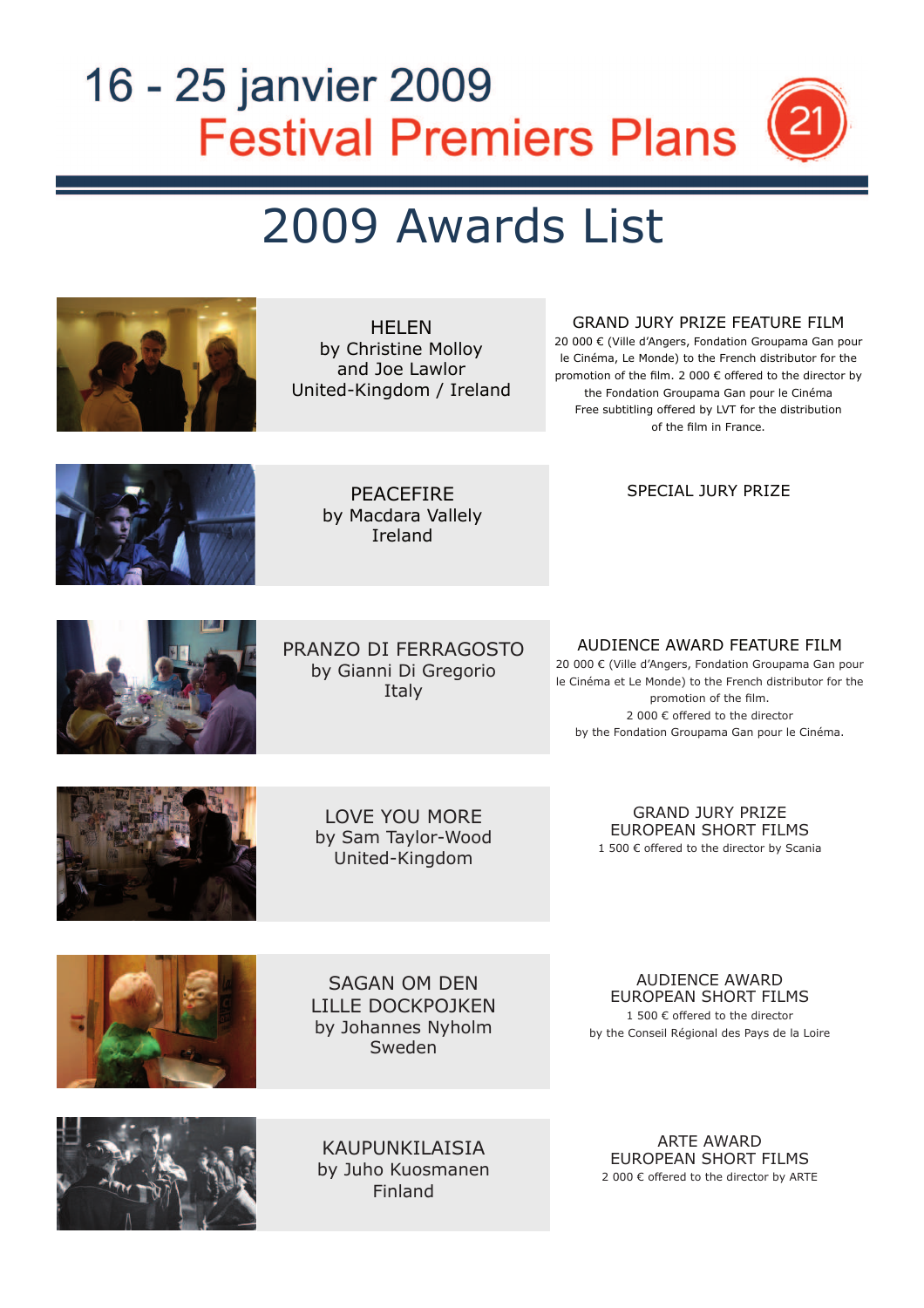# 16 - 25 janvier 2009
## Festival Premiers Plans

21

# 2009 Awards List

**HELEN**
by Christine Molloy
and Joe Lawlor
United-Kingdom / Ireland

**GRAND JURY PRIZE FEATURE FILM**
20 000 € (Ville d'Angers, Fondation Groupama Gan pour le Cinéma, Le Monde) to the French distributor for the promotion of the film. 2 000 € offered to the director by the Fondation Groupama Gan pour le Cinéma
Free subtitling offered by LVT for the distribution of the film in France.

**PEACEFIRE**
by Macdara Vallely
Ireland

**SPECIAL JURY PRIZE**

**PRANZO DI FERRAGOSTO**
by Gianni Di Gregorio
Italy

**AUDIENCE AWARD FEATURE FILM**
20 000 € (Ville d'Angers, Fondation Groupama Gan pour le Cinéma et Le Monde) to the French distributor for the promotion of the film.
2 000 € offered to the director
by the Fondation Groupama Gan pour le Cinéma.

**LOVE YOU MORE**
by Sam Taylor-Wood
United-Kingdom

**GRAND JURY PRIZE EUROPEAN SHORT FILMS**
1 500 € offered to the director by Scania

**SAGAN OM DEN LILLE DOCKPOJKEN**
by Johannes Nyholm
Sweden

**AUDIENCE AWARD EUROPEAN SHORT FILMS**
1 500 € offered to the director
by the Conseil Régional des Pays de la Loire

**KAUPUNKILAISIA**
by Juho Kuosmanen
Finland

**ARTE AWARD EUROPEAN SHORT FILMS**
2 000 € offered to the director by ARTE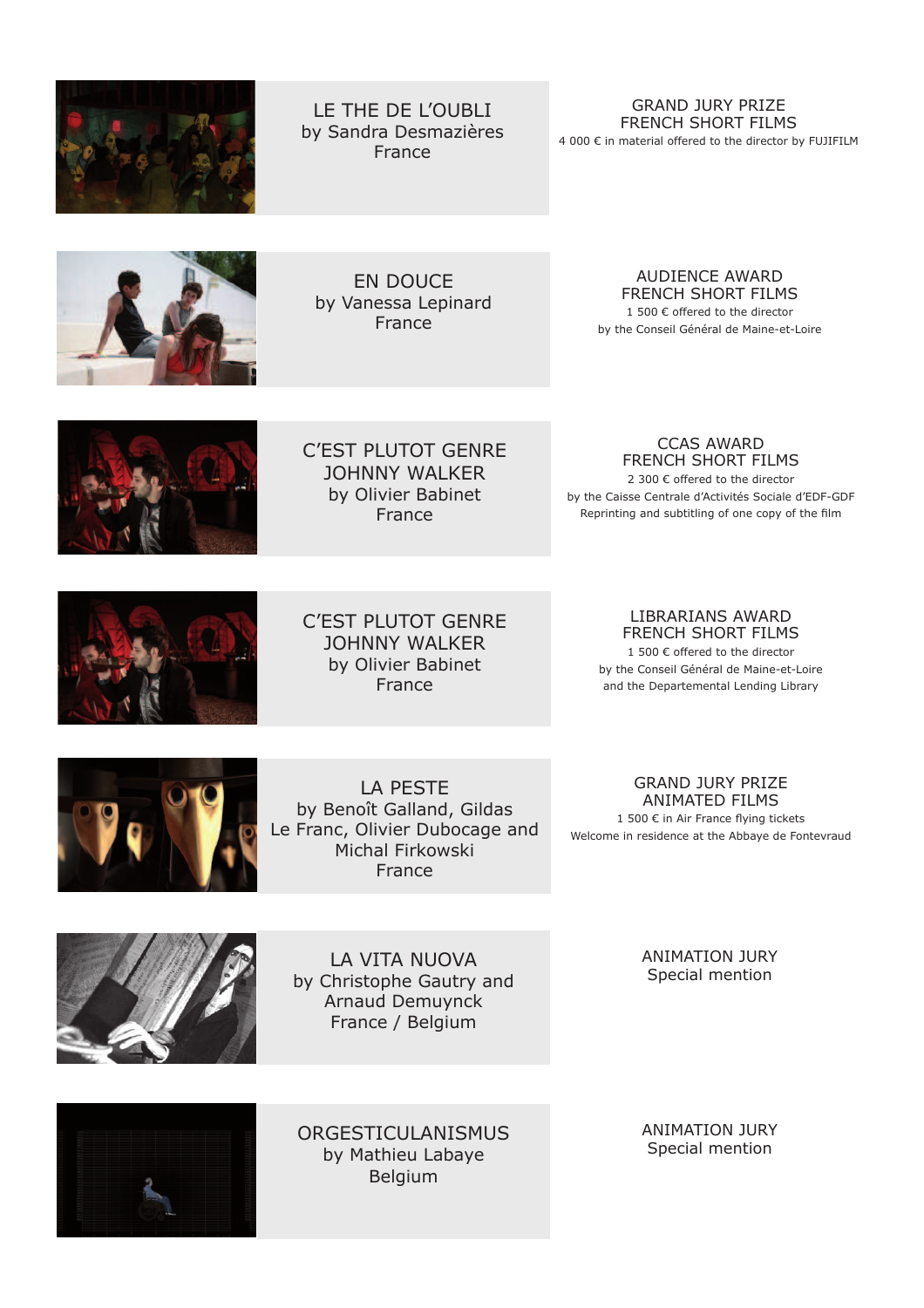LE THE DE L'OUBLI
by Sandra Desmazières
France

GRAND JURY PRIZE
FRENCH SHORT FILMS
4 000 € in material offered to the director by FUJIFILM

EN DOUCE
by Vanessa Lepinard
France

AUDIENCE AWARD
FRENCH SHORT FILMS
1 500 € offered to the director
by the Conseil Général de Maine-et-Loire

C'EST PLUTOT GENRE JOHNNY WALKER
by Olivier Babinet
France

CCAS AWARD
FRENCH SHORT FILMS
2 300 € offered to the director
by the Caisse Centrale d'Activités Sociale d'EDF-GDF
Reprinting and subtitling of one copy of the film

C'EST PLUTOT GENRE JOHNNY WALKER
by Olivier Babinet
France

LIBRARIANS AWARD
FRENCH SHORT FILMS
1 500 € offered to the director
by the Conseil Général de Maine-et-Loire
and the Departemental Lending Library

LA PESTE
by Benoît Galland, Gildas Le Franc, Olivier Dubocage and Michal Firkowski
France

GRAND JURY PRIZE
ANIMATED FILMS
1 500 € in Air France flying tickets
Welcome in residence at the Abbaye de Fontevraud

LA VITA NUOVA
by Christophe Gautry and Arnaud Demuynck
France / Belgium

ANIMATION JURY
Special mention

ORGESTICULANISMUS
by Mathieu Labaye
Belgium

ANIMATION JURY
Special mention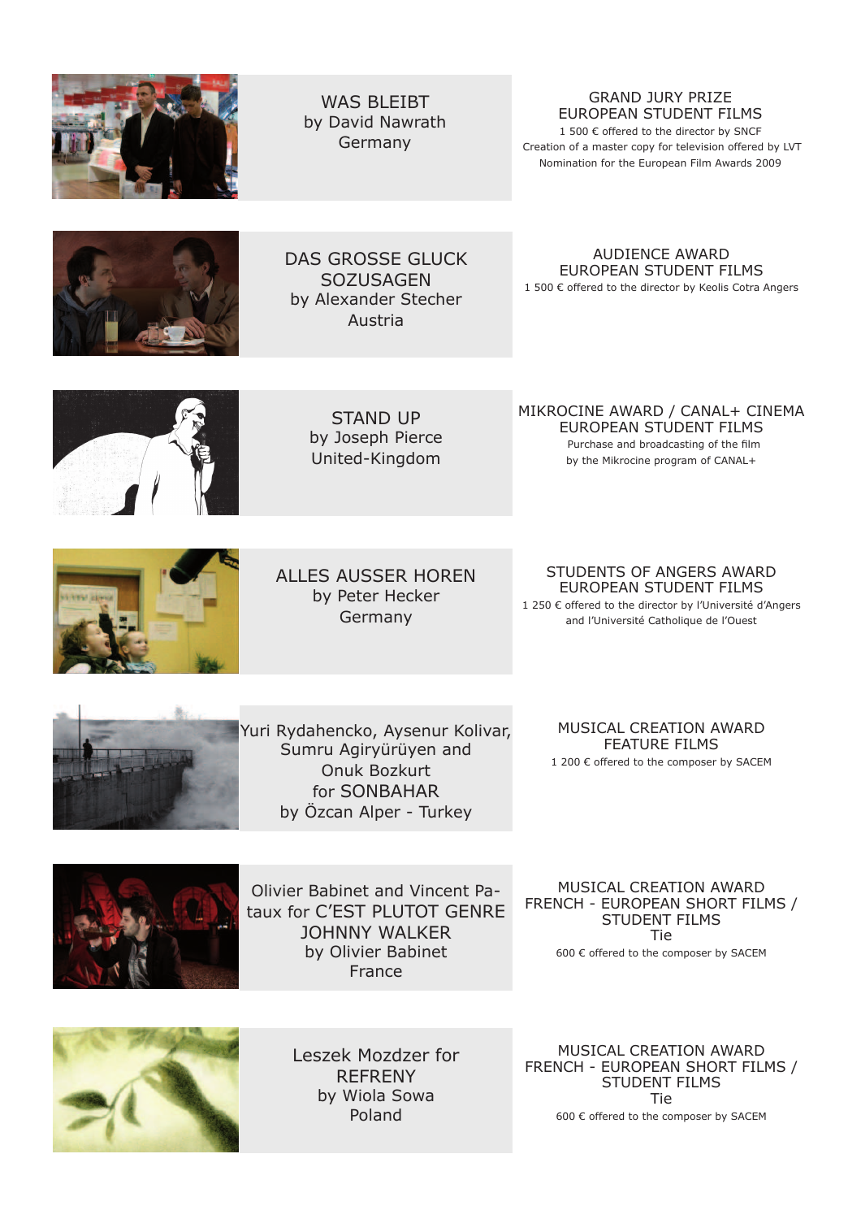WAS BLEIBT
by David Nawrath
Germany

GRAND JURY PRIZE
EUROPEAN STUDENT FILMS
1 500 € offered to the director by SNCF
Creation of a master copy for television offered by LVT
Nomination for the European Film Awards 2009

DAS GROSSE GLUCK SOZUSAGEN
by Alexander Stecher
Austria

AUDIENCE AWARD
EUROPEAN STUDENT FILMS
1 500 € offered to the director by Keolis Cotra Angers

STAND UP
by Joseph Pierce
United-Kingdom

MIKROCINE AWARD / CANAL+ CINEMA
EUROPEAN STUDENT FILMS
Purchase and broadcasting of the film
by the Mikrocine program of CANAL+

ALLES AUSSER HOREN
by Peter Hecker
Germany

STUDENTS OF ANGERS AWARD
EUROPEAN STUDENT FILMS
1 250 € offered to the director by l'Université d'Angers
and l'Université Catholique de l'Ouest

Yuri Rydahencko, Aysenur Kolivar, Sumru Agiryürüyen and Onuk Bozkurt
for SONBAHAR
by Özcan Alper - Turkey

MUSICAL CREATION AWARD
FEATURE FILMS
1 200 € offered to the composer by SACEM

Olivier Babinet and Vincent Pataux for C'EST PLUTOT GENRE JOHNNY WALKER
by Olivier Babinet
France

MUSICAL CREATION AWARD
FRENCH - EUROPEAN SHORT FILMS / STUDENT FILMS
Tie
600 € offered to the composer by SACEM

Leszek Mozdzer for
REFRENY
by Wiola Sowa
Poland

MUSICAL CREATION AWARD
FRENCH - EUROPEAN SHORT FILMS / STUDENT FILMS
Tie
600 € offered to the composer by SACEM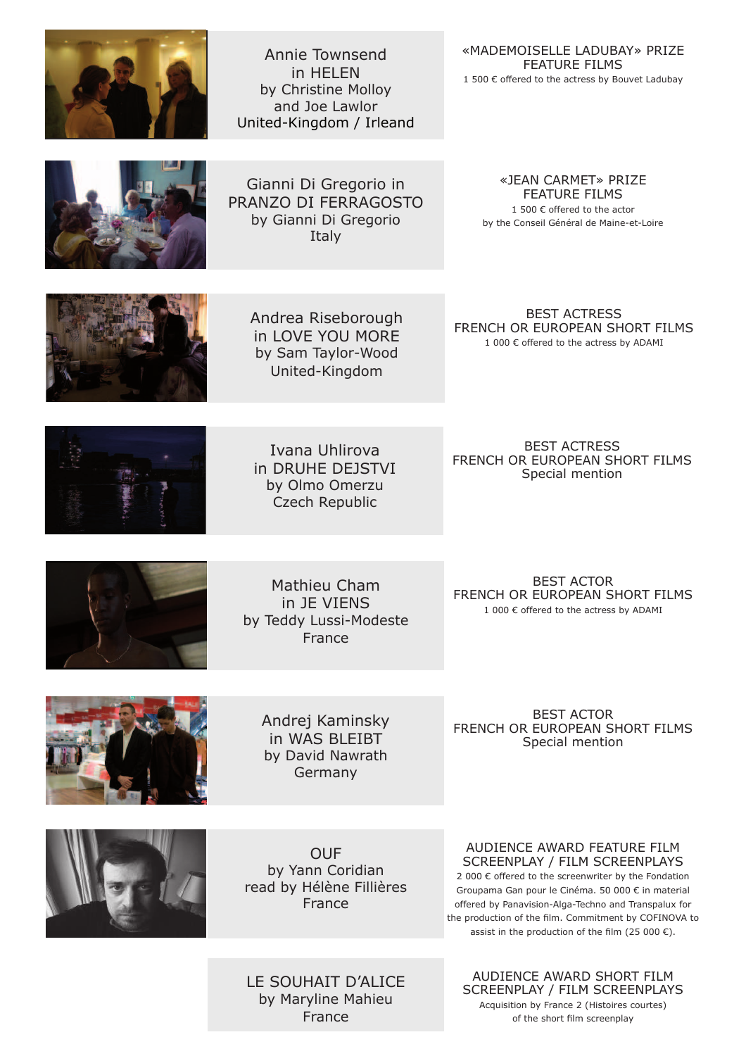Annie Townsend
in HELEN
by Christine Molloy
and Joe Lawlor
United-Kingdom / Irleand

«MADEMOISELLE LADUBAY» PRIZE
FEATURE FILMS
1 500 € offered to the actress by Bouvet Ladubay

Gianni Di Gregorio in
PRANZO DI FERRAGOSTO
by Gianni Di Gregorio
Italy

«JEAN CARMET» PRIZE
FEATURE FILMS
1 500 € offered to the actor
by the Conseil Général de Maine-et-Loire

Andrea Riseborough
in LOVE YOU MORE
by Sam Taylor-Wood
United-Kingdom

BEST ACTRESS
FRENCH OR EUROPEAN SHORT FILMS
1 000 € offered to the actress by ADAMI

Ivana Uhlirova
in DRUHE DEJSTVI
by Olmo Omerzu
Czech Republic

BEST ACTRESS
FRENCH OR EUROPEAN SHORT FILMS
Special mention

Mathieu Cham
in JE VIENS
by Teddy Lussi-Modeste
France

BEST ACTOR
FRENCH OR EUROPEAN SHORT FILMS
1 000 € offered to the actress by ADAMI

Andrej Kaminsky
in WAS BLEIBT
by David Nawrath
Germany

BEST ACTOR
FRENCH OR EUROPEAN SHORT FILMS
Special mention

OUF
by Yann Coridian
read by Hélène Fillières
France

AUDIENCE AWARD FEATURE FILM
SCREENPLAY / FILM SCREENPLAYS
2 000 € offered to the screenwriter by the Fondation Groupama Gan pour le Cinéma. 50 000 € in material offered by Panavision-Alga-Techno and Transpalux for the production of the film. Commitment by COFINOVA to assist in the production of the film (25 000 €).

LE SOUHAIT D'ALICE
by Maryline Mahieu
France

AUDIENCE AWARD SHORT FILM
SCREENPLAY / FILM SCREENPLAYS
Acquisition by France 2 (Histoires courtes)
of the short film screenplay